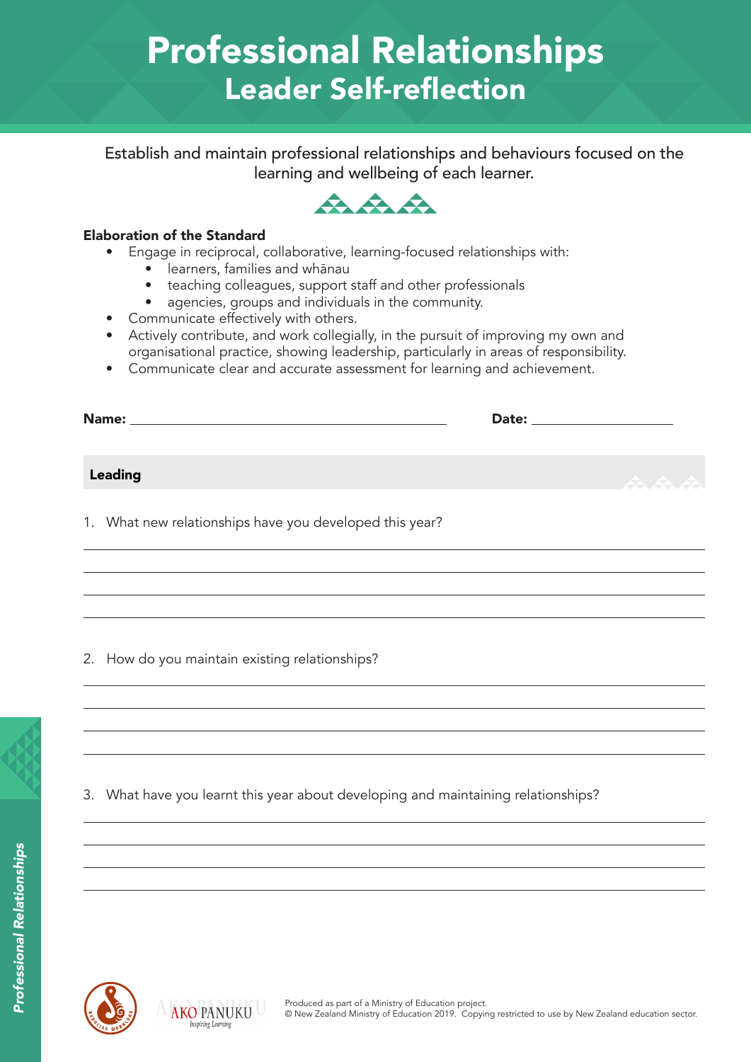# Professional Relationships
## Leader Self-reflection

Establish and maintain professional relationships and behaviours focused on the learning and wellbeing of each learner.

**Elaboration of the Standard**

- Engage in reciprocal, collaborative, learning-focused relationships with:
  - learners, families and whānau
  - teaching colleagues, support staff and other professionals
  - agencies, groups and individuals in the community.
- Communicate effectively with others.
- Actively contribute, and work collegially, in the pursuit of improving my own and organisational practice, showing leadership, particularly in areas of responsibility.
- Communicate clear and accurate assessment for learning and achievement.

**Name:** ____________________________________________ **Date:** ____________________

### Leading

1. What new relationships have you developed this year?

_____________________________________________________________________________

_____________________________________________________________________________

_____________________________________________________________________________

_____________________________________________________________________________

2. How do you maintain existing relationships?

_____________________________________________________________________________

_____________________________________________________________________________

_____________________________________________________________________________

_____________________________________________________________________________

3. What have you learnt this year about developing and maintaining relationships?

_____________________________________________________________________________

_____________________________________________________________________________

_____________________________________________________________________________

_____________________________________________________________________________

Produced as part of a Ministry of Education project.
© New Zealand Ministry of Education 2019. Copying restricted to use by New Zealand education sector.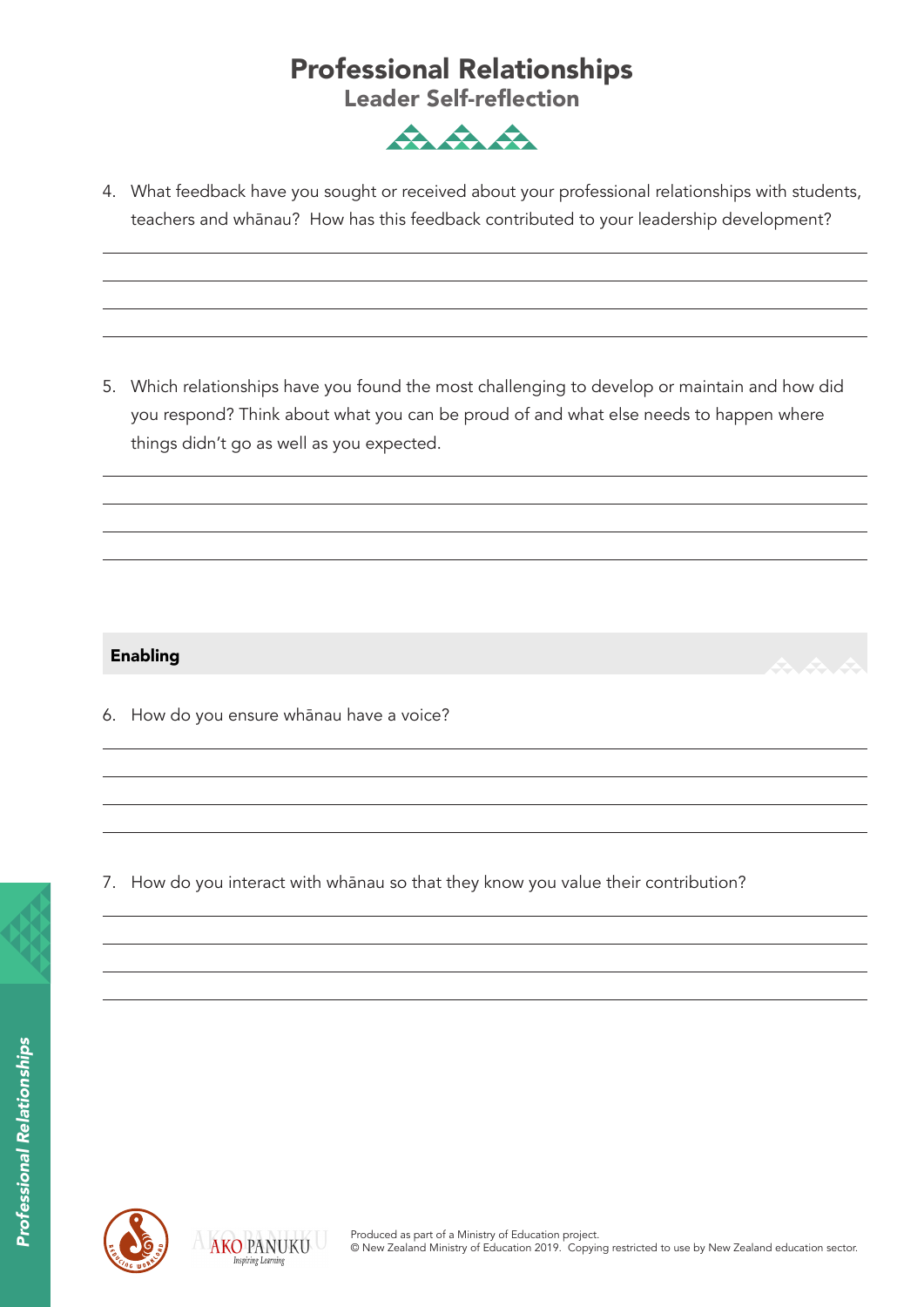# Professional Relationships

## Leader Self-reflection

4. What feedback have you sought or received about your professional relationships with students, teachers and whānau? How has this feedback contributed to your leadership development?

5. Which relationships have you found the most challenging to develop or maintain and how did you respond? Think about what you can be proud of and what else needs to happen where things didn't go as well as you expected.

### Enabling

6. How do you ensure whānau have a voice?

7. How do you interact with whānau so that they know you value their contribution?

Produced as part of a Ministry of Education project.
© New Zealand Ministry of Education 2019. Copying restricted to use by New Zealand education sector.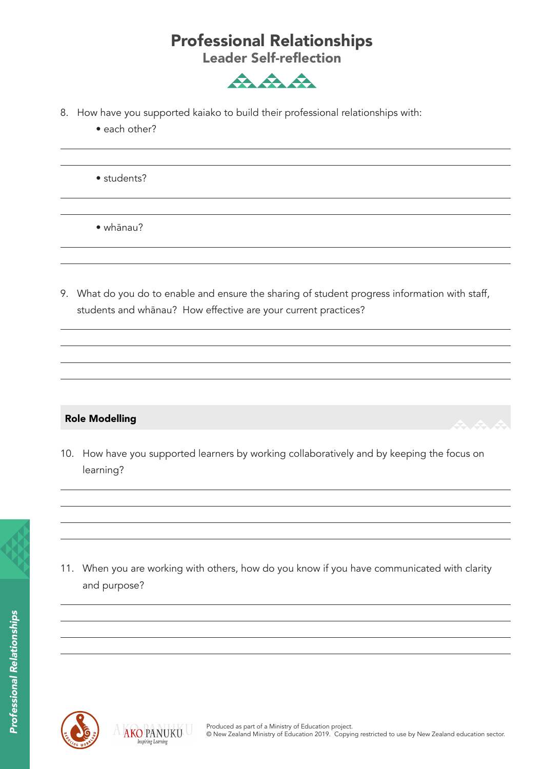# Professional Relationships

## Leader Self-reflection

8. How have you supported kaiako to build their professional relationships with:
   - each other?
   - students?
   - whānau?

9. What do you do to enable and ensure the sharing of student progress information with staff, students and whānau? How effective are your current practices?

### Role Modelling

10. How have you supported learners by working collaboratively and by keeping the focus on learning?

11. When you are working with others, how do you know if you have communicated with clarity and purpose?

Produced as part of a Ministry of Education project.
© New Zealand Ministry of Education 2019. Copying restricted to use by New Zealand education sector.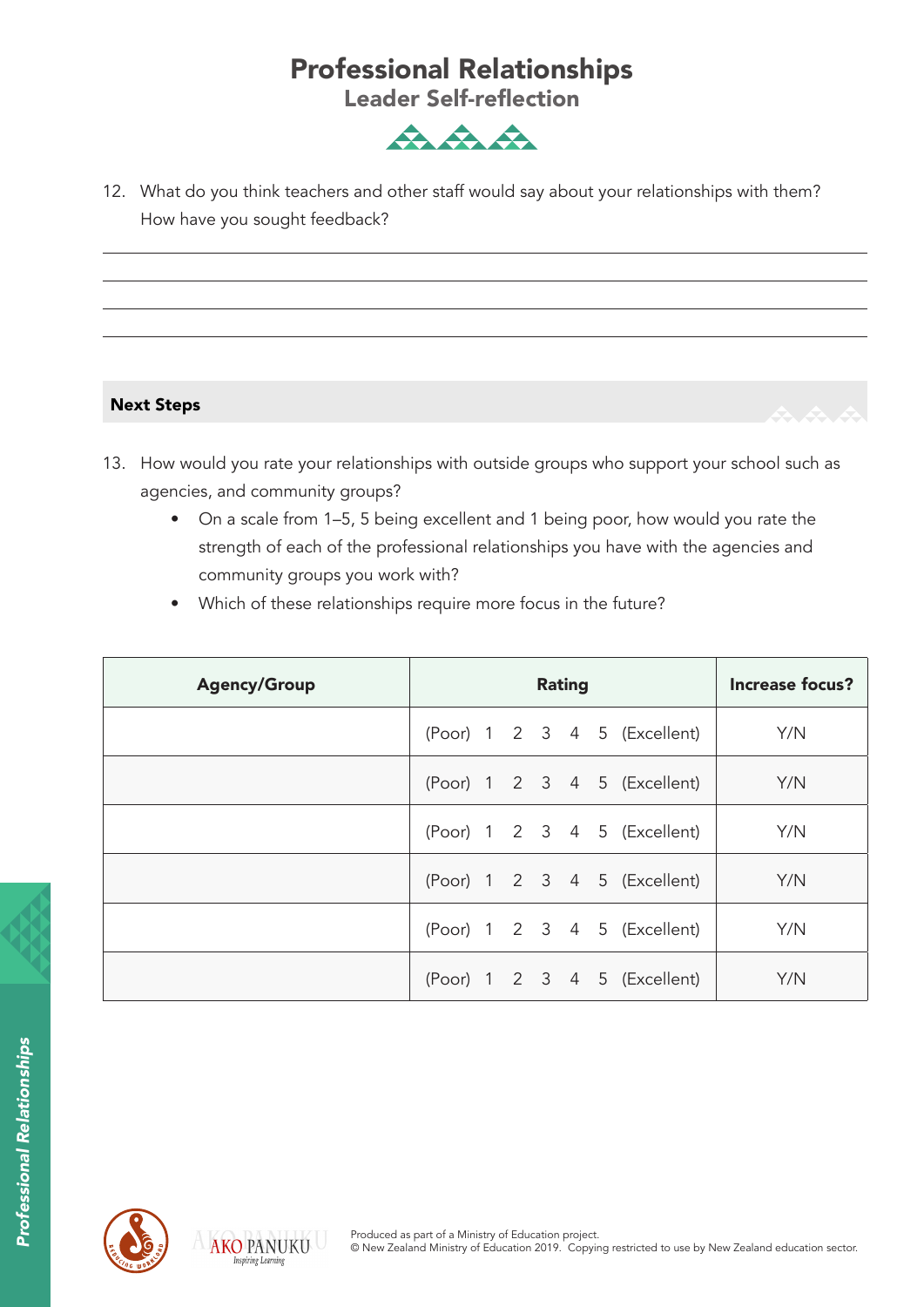# Professional Relationships
## Leader Self-reflection

12. What do you think teachers and other staff would say about your relationships with them? How have you sought feedback?

### Next Steps

13. How would you rate your relationships with outside groups who support your school such as agencies, and community groups?
    - On a scale from 1–5, 5 being excellent and 1 being poor, how would you rate the strength of each of the professional relationships you have with the agencies and community groups you work with?
    - Which of these relationships require more focus in the future?

| Agency/Group | Rating | Increase focus? |
|---|---|---|
| | (Poor) 1 2 3 4 5 (Excellent) | Y/N |
| | (Poor) 1 2 3 4 5 (Excellent) | Y/N |
| | (Poor) 1 2 3 4 5 (Excellent) | Y/N |
| | (Poor) 1 2 3 4 5 (Excellent) | Y/N |
| | (Poor) 1 2 3 4 5 (Excellent) | Y/N |
| | (Poor) 1 2 3 4 5 (Excellent) | Y/N |

Produced as part of a Ministry of Education project.
© New Zealand Ministry of Education 2019. Copying restricted to use by New Zealand education sector.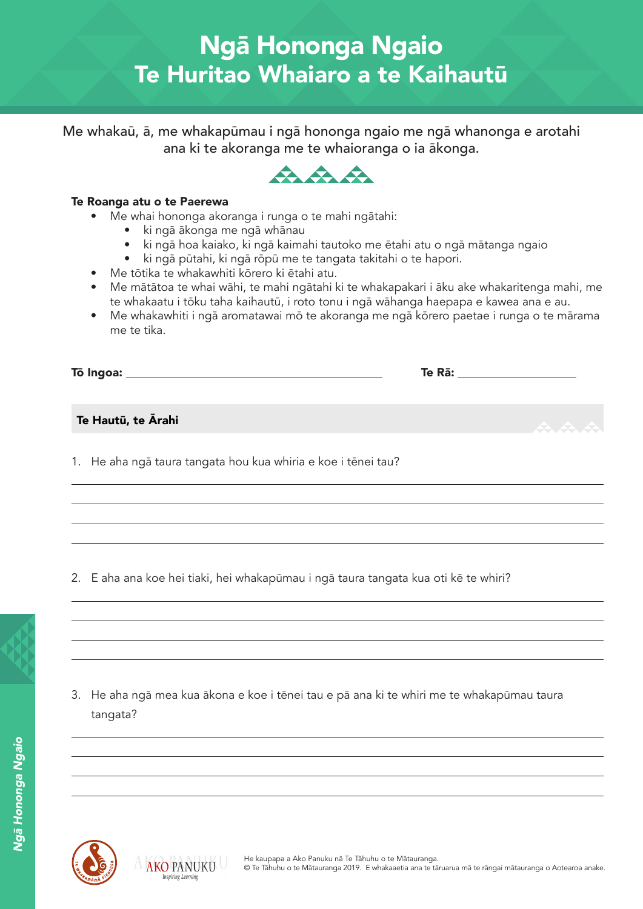# Ngā Hononga Ngaio
# Te Huritao Whaiaro a te Kaihautū

Me whakaū, ā, me whakapūmau i ngā hononga ngaio me ngā whanonga e arotahi ana ki te akoranga me te whaioranga o ia ākonga.

**Te Roanga atu o te Paerewa**

- Me whai hononga akoranga i runga o te mahi ngātahi:
  - ki ngā ākonga me ngā whānau
  - ki ngā hoa kaiako, ki ngā kaimahi tautoko me ētahi atu o ngā mātanga ngaio
  - ki ngā pūtahi, ki ngā rōpū me te tangata takitahi o te hapori.
- Me tōtika te whakawhiti kōrero ki ētahi atu.
- Me mātātoa te whai wāhi, te mahi ngātahi ki te whakapakari i āku ake whakaritenga mahi, me te whakaatu i tōku taha kaihautū, i roto tonu i ngā wāhanga haepapa e kawea ana e au.
- Me whakawhiti i ngā aromatawai mō te akoranga me ngā kōrero paetae i runga o te mārama me te tika.

**Tō Ingoa:** ______________________ **Te Rā:** ______________

### Te Hautū, te Ārahi

1. He aha ngā taura tangata hou kua whiria e koe i tēnei tau?

______________________________________________

______________________________________________

______________________________________________

______________________________________________

2. E aha ana koe hei tiaki, hei whakapūmau i ngā taura tangata kua oti kē te whiri?

______________________________________________

______________________________________________

______________________________________________

______________________________________________

3. He aha ngā mea kua ākona e koe i tēnei tau e pā ana ki te whiri me te whakapūmau taura tangata?

______________________________________________

______________________________________________

______________________________________________

______________________________________________

He kaupapa a Ako Panuku nā Te Tāhuhu o te Mātauranga.
© Te Tāhuhu o te Mātauranga 2019. E whakaaetia ana te tāruarua mā te rāngai mātauranga o Aotearoa anake.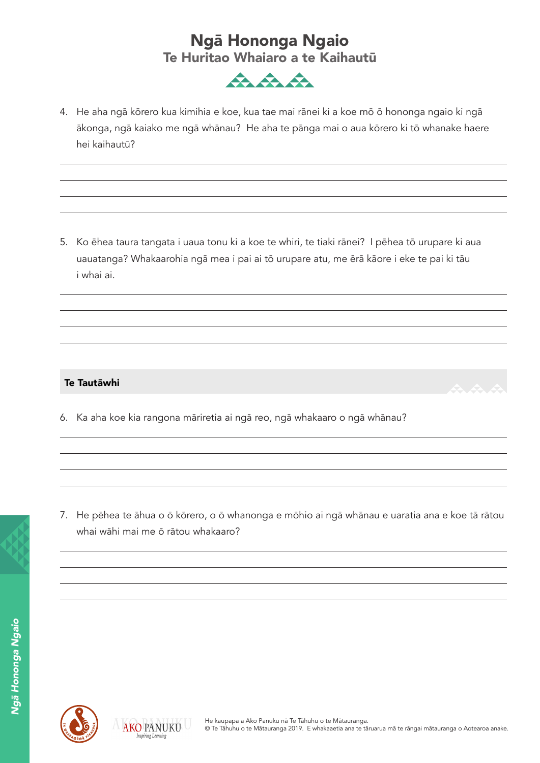# Ngā Hononga Ngaio

## Te Huritao Whaiaro a te Kaihautū

4. He aha ngā kōrero kua kimihia e koe, kua tae mai rānei ki a koe mō ō hononga ngaio ki ngā ākonga, ngā kaiako me ngā whānau? He aha te pānga mai o aua kōrero ki tō whanake haere hei kaihautū?

5. Ko ēhea taura tangata i uaua tonu ki a koe te whiri, te tiaki rānei? I pēhea tō urupare ki aua uauatanga? Whakaarohia ngā mea i pai ai tō urupare atu, me ērā kāore i eke te pai ki tāu i whai ai.

### Te Tautāwhi

6. Ka aha koe kia rangona māriretia ai ngā reo, ngā whakaaro o ngā whānau?

7. He pēhea te āhua o ō kōrero, o ō whanonga e mōhio ai ngā whānau e uaratia ana e koe tā rātou whai wāhi mai me ō rātou whakaaro?

He kaupapa a Ako Panuku nā Te Tāhuhu o te Mātauranga.
© Te Tāhuhu o te Mātauranga 2019. E whakaaetia ana te tāruarua mā te rāngai mātauranga o Aotearoa anake.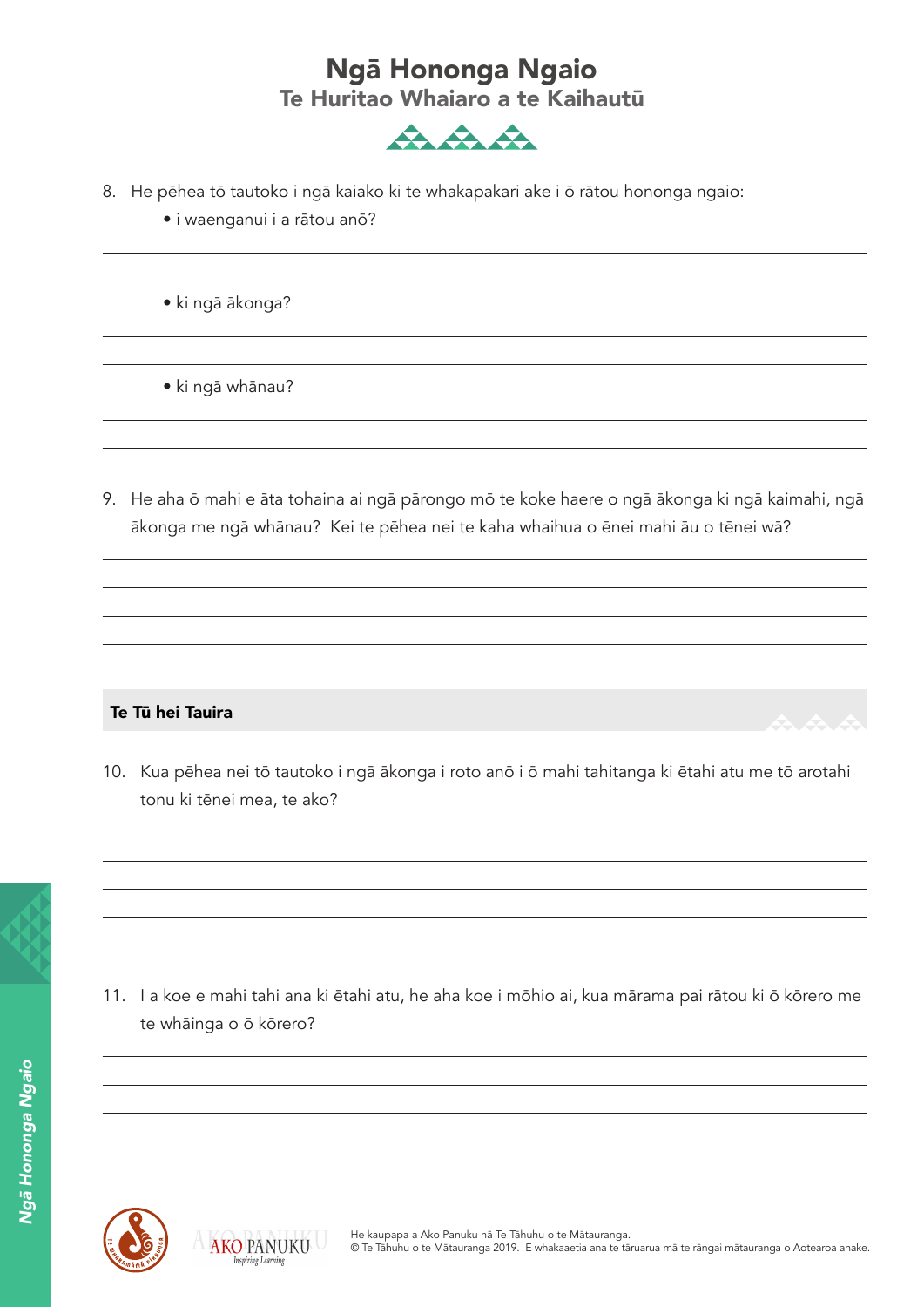# Ngā Hononga Ngaio

## Te Huritao Whaiaro a te Kaihautū

8. He pēhea tō tautoko i ngā kaiako ki te whakapakari ake i ō rātou hononga ngaio:
   - i waenganui i a rātou anō?
   - ki ngā ākonga?
   - ki ngā whānau?

9. He aha ō mahi e āta tohaina ai ngā pārongo mō te koke haere o ngā ākonga ki ngā kaimahi, ngā ākonga me ngā whānau? Kei te pēhea nei te kaha whaihua o ēnei mahi āu o tēnei wā?

### Te Tū hei Tauira

10. Kua pēhea nei tō tautoko i ngā ākonga i roto anō i ō mahi tahitanga ki ētahi atu me tō arotahi tonu ki tēnei mea, te ako?

11. I a koe e mahi tahi ana ki ētahi atu, he aha koe i mōhio ai, kua mārama pai rātou ki ō kōrero me te whāinga o ō kōrero?

He kaupapa a Ako Panuku nā Te Tāhuhu o te Mātauranga.
© Te Tāhuhu o te Mātauranga 2019. E whakaaetia ana te tāruarua mā te rāngai mātauranga o Aotearoa anake.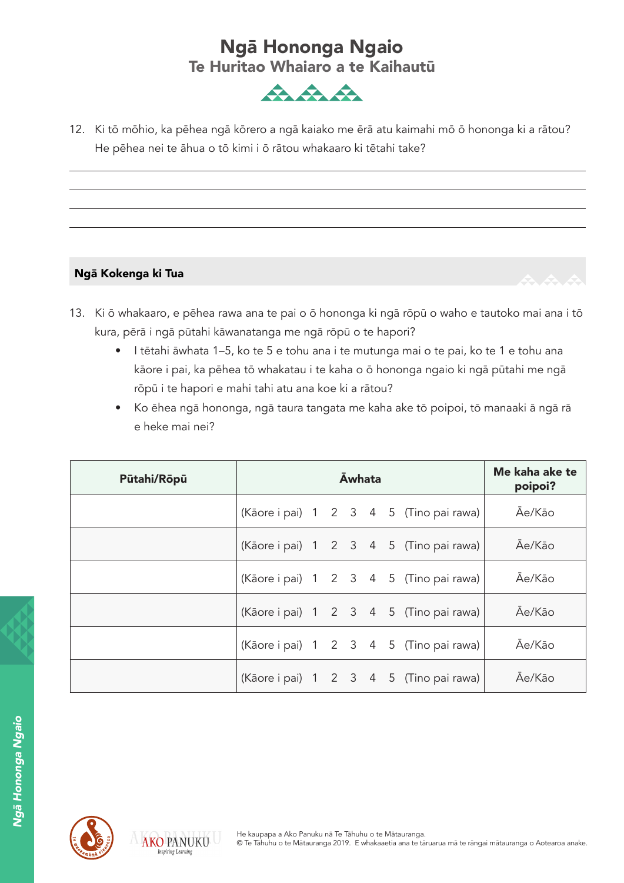# Ngā Hononga Ngaio

## Te Huritao Whaiaro a te Kaihautū

12. Ki tō mōhio, ka pēhea ngā kōrero a ngā kaiako me ērā atu kaimahi mō ō hononga ki a rātou? He pēhea nei te āhua o tō kimi i ō rātou whakaaro ki tētahi take?

### Ngā Kokenga ki Tua

13. Ki ō whakaaro, e pēhea rawa ana te pai o ō hononga ki ngā rōpū o waho e tautoko mai ana i tō kura, pērā i ngā pūtahi kāwanatanga me ngā rōpū o te hapori?
    - I tētahi āwhata 1–5, ko te 5 e tohu ana i te mutunga mai o te pai, ko te 1 e tohu ana kāore i pai, ka pēhea tō whakatau i te kaha o ō hononga ngaio ki ngā pūtahi me ngā rōpū i te hapori e mahi tahi atu ana koe ki a rātou?
    - Ko ēhea ngā hononga, ngā taura tangata me kaha ake tō poipoi, tō manaaki ā ngā rā e heke mai nei?

| Pūtahi/Rōpū | Āwhata | Me kaha ake te poipoi? |
|---|---|---|
| | (Kāore i pai) 1 2 3 4 5 (Tino pai rawa) | Āe/Kāo |
| | (Kāore i pai) 1 2 3 4 5 (Tino pai rawa) | Āe/Kāo |
| | (Kāore i pai) 1 2 3 4 5 (Tino pai rawa) | Āe/Kāo |
| | (Kāore i pai) 1 2 3 4 5 (Tino pai rawa) | Āe/Kāo |
| | (Kāore i pai) 1 2 3 4 5 (Tino pai rawa) | Āe/Kāo |
| | (Kāore i pai) 1 2 3 4 5 (Tino pai rawa) | Āe/Kāo |

He kaupapa a Ako Panuku nā Te Tāhuhu o te Mātauranga.
© Te Tāhuhu o te Mātauranga 2019. E whakaaetia ana te tāruarua mā te rāngai mātauranga o Aotearoa anake.